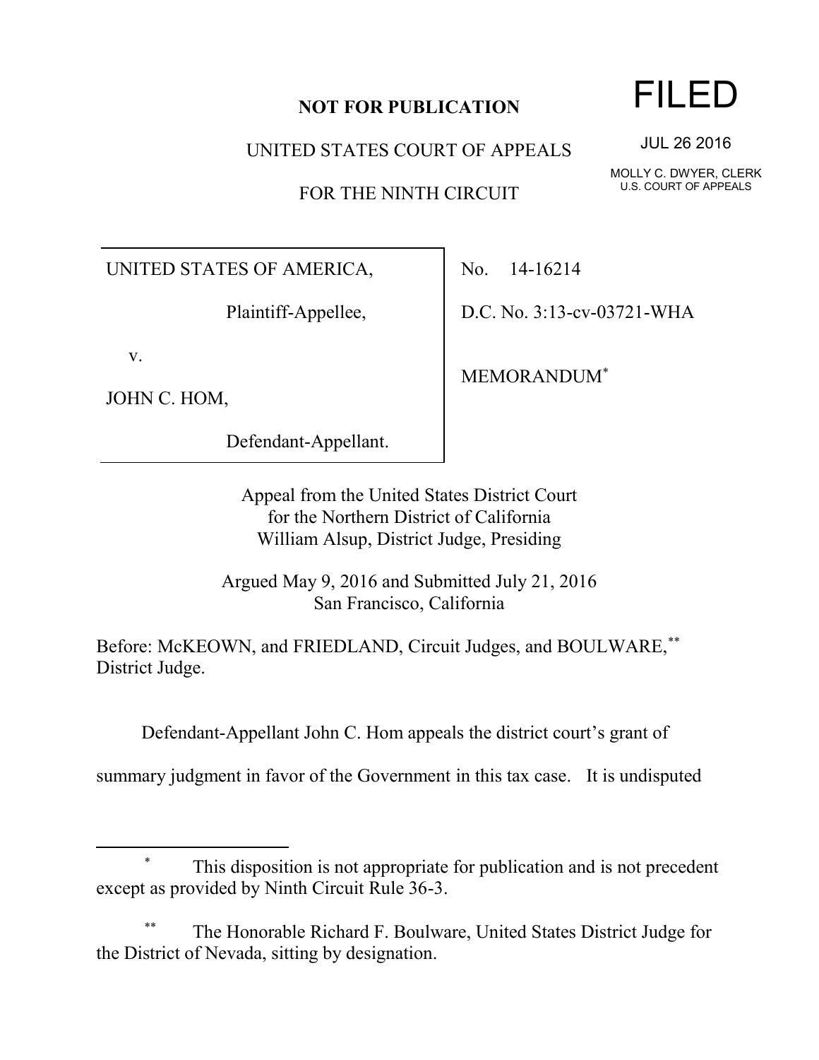**NOT FOR PUBLICATION**

FILED

JUL 26 2016

MOLLY C. DWYER, CLERK
U.S. COURT OF APPEALS

UNITED STATES COURT OF APPEALS

FOR THE NINTH CIRCUIT

| | |
|---|---|
| UNITED STATES OF AMERICA, Plaintiff-Appellee, v. JOHN C. HOM, Defendant-Appellant. | No. 14-16214 D.C. No. 3:13-cv-03721-WHA MEMORANDUM* |

Appeal from the United States District Court
for the Northern District of California
William Alsup, District Judge, Presiding

Argued May 9, 2016 and Submitted July 21, 2016
San Francisco, California

Before: McKEOWN, and FRIEDLAND, Circuit Judges, and BOULWARE,** District Judge.

Defendant-Appellant John C. Hom appeals the district court's grant of summary judgment in favor of the Government in this tax case. It is undisputed

---

* This disposition is not appropriate for publication and is not precedent except as provided by Ninth Circuit Rule 36-3.

** The Honorable Richard F. Boulware, United States District Judge for the District of Nevada, sitting by designation.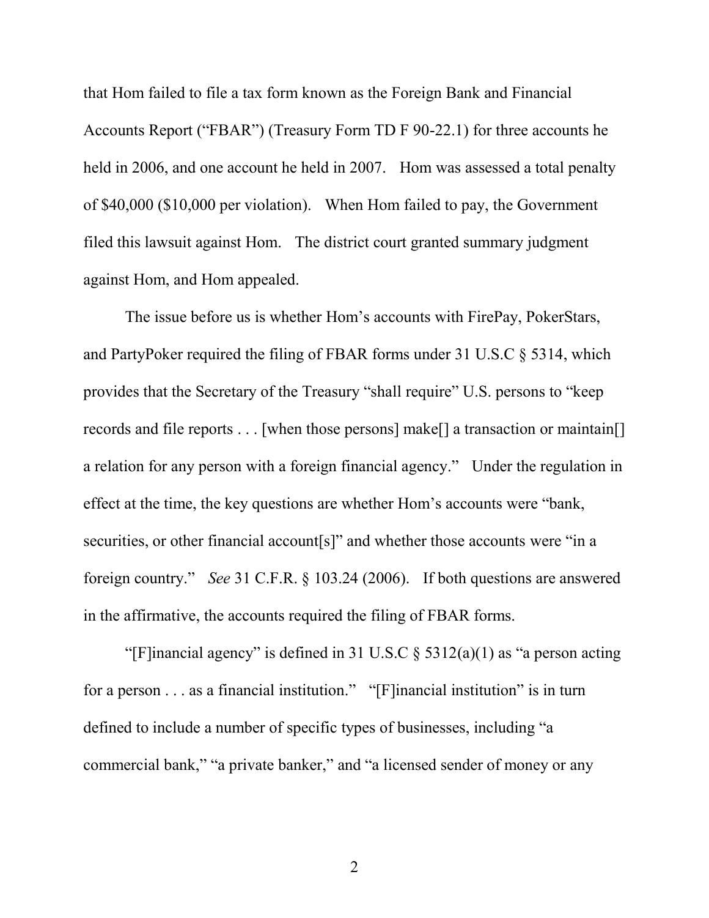that Hom failed to file a tax form known as the Foreign Bank and Financial Accounts Report ("FBAR") (Treasury Form TD F 90-22.1) for three accounts he held in 2006, and one account he held in 2007. Hom was assessed a total penalty of $40,000 ($10,000 per violation). When Hom failed to pay, the Government filed this lawsuit against Hom. The district court granted summary judgment against Hom, and Hom appealed.

The issue before us is whether Hom's accounts with FirePay, PokerStars, and PartyPoker required the filing of FBAR forms under 31 U.S.C § 5314, which provides that the Secretary of the Treasury "shall require" U.S. persons to "keep records and file reports . . . [when those persons] make[] a transaction or maintain[] a relation for any person with a foreign financial agency." Under the regulation in effect at the time, the key questions are whether Hom's accounts were "bank, securities, or other financial account[s]" and whether those accounts were "in a foreign country." *See* 31 C.F.R. § 103.24 (2006). If both questions are answered in the affirmative, the accounts required the filing of FBAR forms.

"[F]inancial agency" is defined in 31 U.S.C § 5312(a)(1) as "a person acting for a person . . . as a financial institution." "[F]inancial institution" is in turn defined to include a number of specific types of businesses, including "a commercial bank," "a private banker," and "a licensed sender of money or any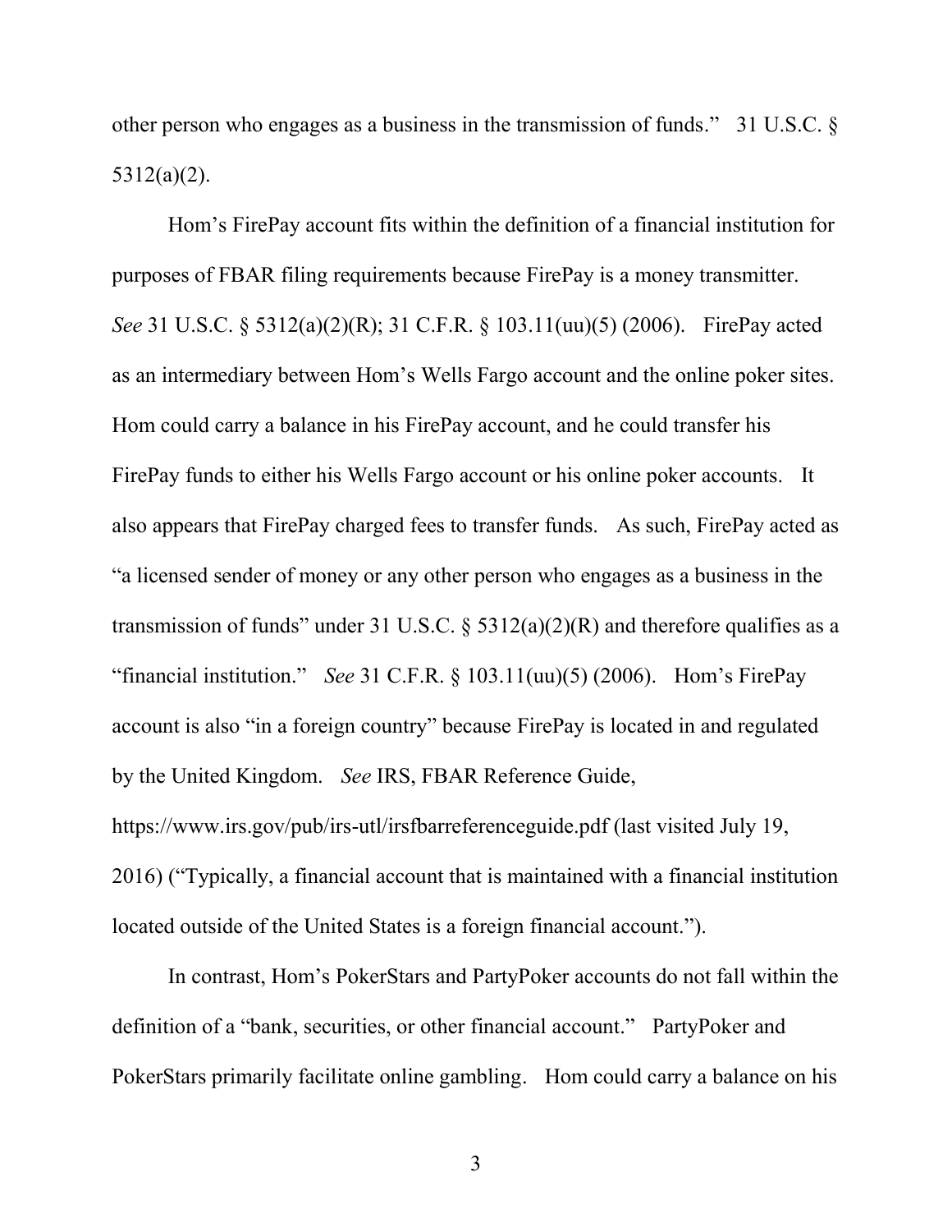other person who engages as a business in the transmission of funds." 31 U.S.C. § 5312(a)(2).

Hom's FirePay account fits within the definition of a financial institution for purposes of FBAR filing requirements because FirePay is a money transmitter. *See* 31 U.S.C. § 5312(a)(2)(R); 31 C.F.R. § 103.11(uu)(5) (2006). FirePay acted as an intermediary between Hom's Wells Fargo account and the online poker sites. Hom could carry a balance in his FirePay account, and he could transfer his FirePay funds to either his Wells Fargo account or his online poker accounts. It also appears that FirePay charged fees to transfer funds. As such, FirePay acted as "a licensed sender of money or any other person who engages as a business in the transmission of funds" under 31 U.S.C. § 5312(a)(2)(R) and therefore qualifies as a "financial institution." *See* 31 C.F.R. § 103.11(uu)(5) (2006). Hom's FirePay account is also "in a foreign country" because FirePay is located in and regulated by the United Kingdom. *See* IRS, FBAR Reference Guide, https://www.irs.gov/pub/irs-utl/irsfbarreferenceguide.pdf (last visited July 19, 2016) ("Typically, a financial account that is maintained with a financial institution located outside of the United States is a foreign financial account.").

In contrast, Hom's PokerStars and PartyPoker accounts do not fall within the definition of a "bank, securities, or other financial account." PartyPoker and PokerStars primarily facilitate online gambling. Hom could carry a balance on his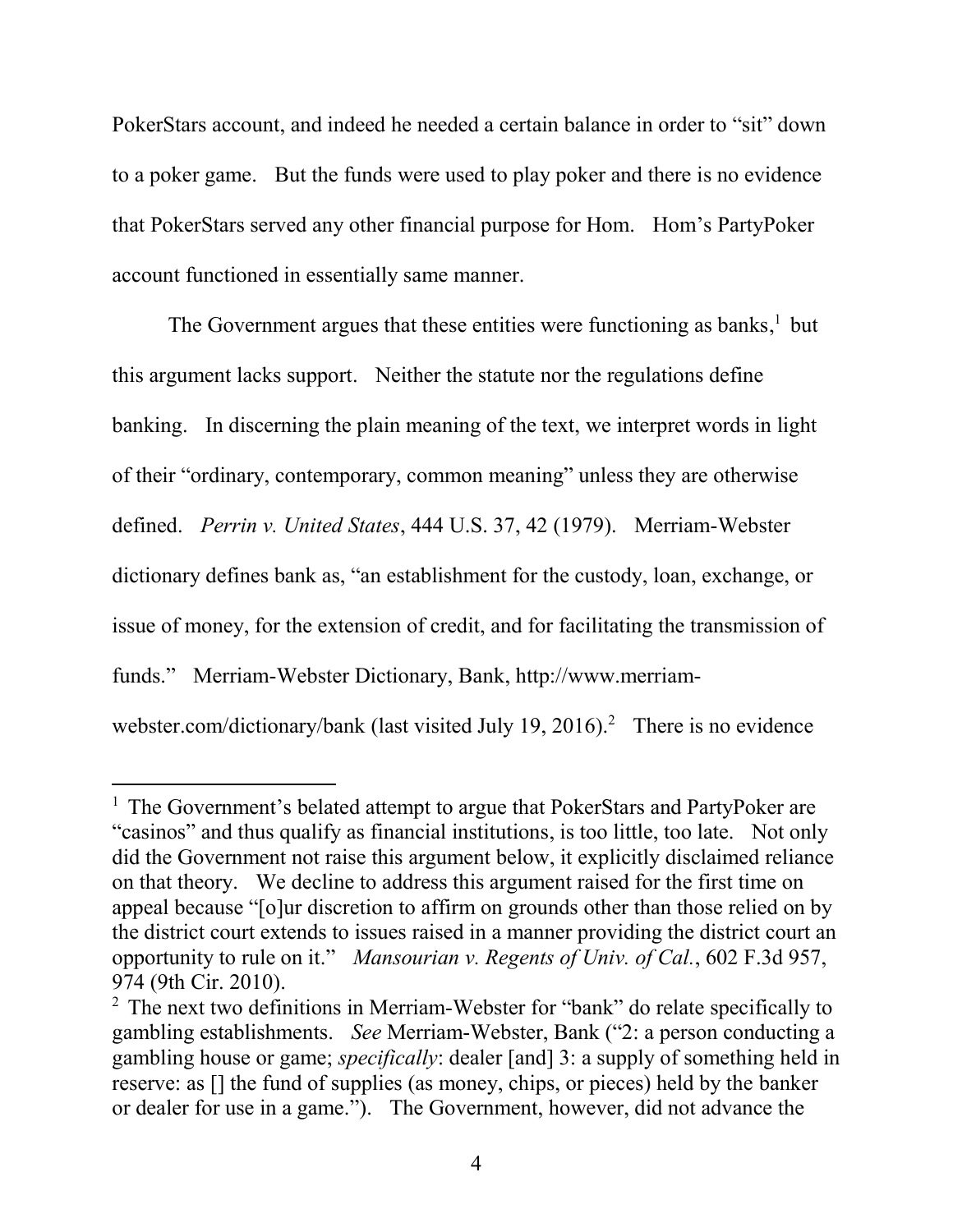PokerStars account, and indeed he needed a certain balance in order to "sit" down to a poker game. But the funds were used to play poker and there is no evidence that PokerStars served any other financial purpose for Hom. Hom's PartyPoker account functioned in essentially same manner.

The Government argues that these entities were functioning as banks,[1] but this argument lacks support. Neither the statute nor the regulations define banking. In discerning the plain meaning of the text, we interpret words in light of their "ordinary, contemporary, common meaning" unless they are otherwise defined. *Perrin v. United States*, 444 U.S. 37, 42 (1979). Merriam-Webster dictionary defines bank as, "an establishment for the custody, loan, exchange, or issue of money, for the extension of credit, and for facilitating the transmission of funds." Merriam-Webster Dictionary, Bank, http://www.merriam-webster.com/dictionary/bank (last visited July 19, 2016).[2] There is no evidence

---

[1] The Government's belated attempt to argue that PokerStars and PartyPoker are "casinos" and thus qualify as financial institutions, is too little, too late. Not only did the Government not raise this argument below, it explicitly disclaimed reliance on that theory. We decline to address this argument raised for the first time on appeal because "[o]ur discretion to affirm on grounds other than those relied on by the district court extends to issues raised in a manner providing the district court an opportunity to rule on it." *Mansourian v. Regents of Univ. of Cal.*, 602 F.3d 957, 974 (9th Cir. 2010).

[2] The next two definitions in Merriam-Webster for "bank" do relate specifically to gambling establishments. *See* Merriam-Webster, Bank ("2: a person conducting a gambling house or game; *specifically*: dealer [and] 3: a supply of something held in reserve: as [] the fund of supplies (as money, chips, or pieces) held by the banker or dealer for use in a game."). The Government, however, did not advance the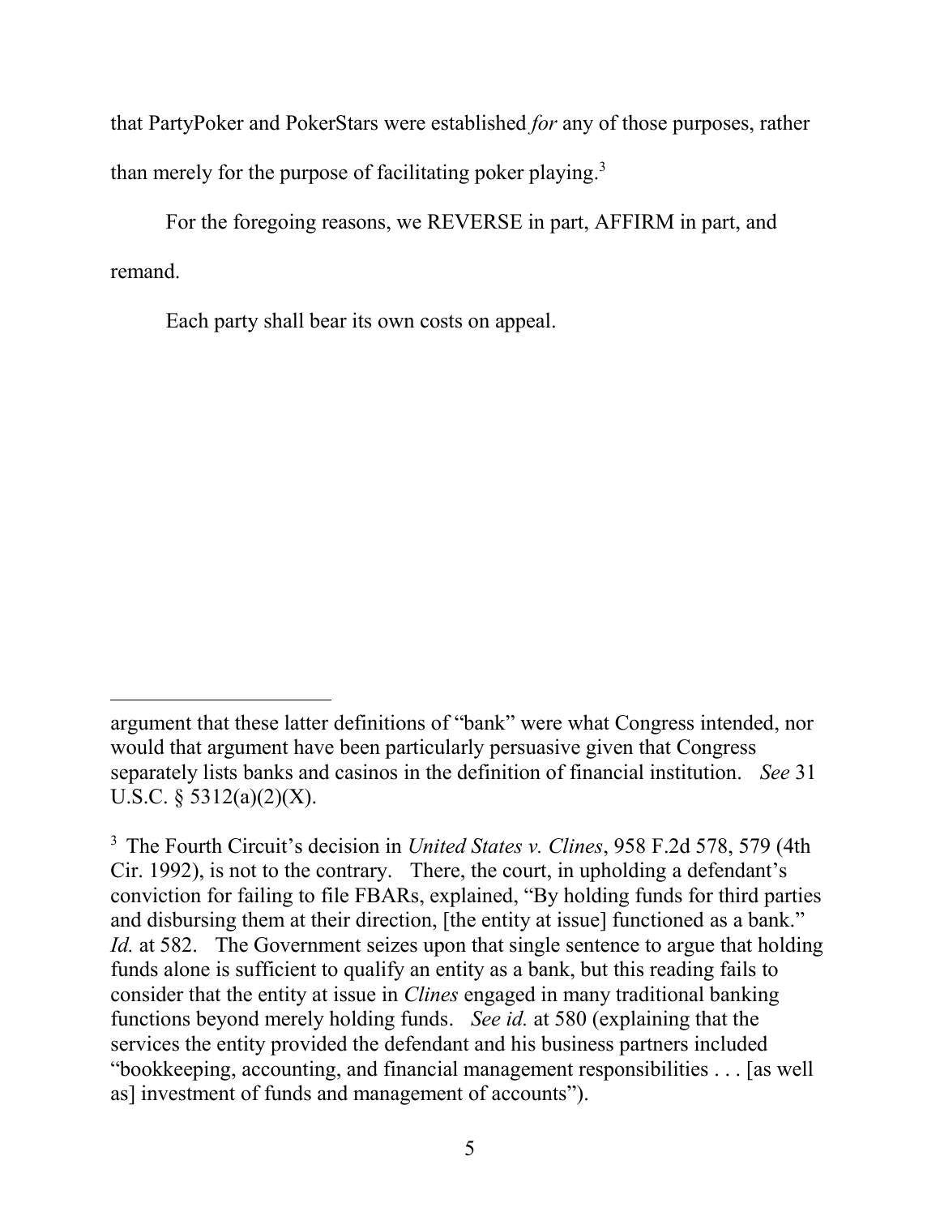that PartyPoker and PokerStars were established *for* any of those purposes, rather than merely for the purpose of facilitating poker playing.[3]

For the foregoing reasons, we REVERSE in part, AFFIRM in part, and remand.

Each party shall bear its own costs on appeal.

---

argument that these latter definitions of "bank" were what Congress intended, nor would that argument have been particularly persuasive given that Congress separately lists banks and casinos in the definition of financial institution. *See* 31 U.S.C. § 5312(a)(2)(X).

[3] The Fourth Circuit's decision in *United States v. Clines*, 958 F.2d 578, 579 (4th Cir. 1992), is not to the contrary. There, the court, in upholding a defendant's conviction for failing to file FBARs, explained, "By holding funds for third parties and disbursing them at their direction, [the entity at issue] functioned as a bank." *Id.* at 582. The Government seizes upon that single sentence to argue that holding funds alone is sufficient to qualify an entity as a bank, but this reading fails to consider that the entity at issue in *Clines* engaged in many traditional banking functions beyond merely holding funds. *See id.* at 580 (explaining that the services the entity provided the defendant and his business partners included "bookkeeping, accounting, and financial management responsibilities . . . [as well as] investment of funds and management of accounts").